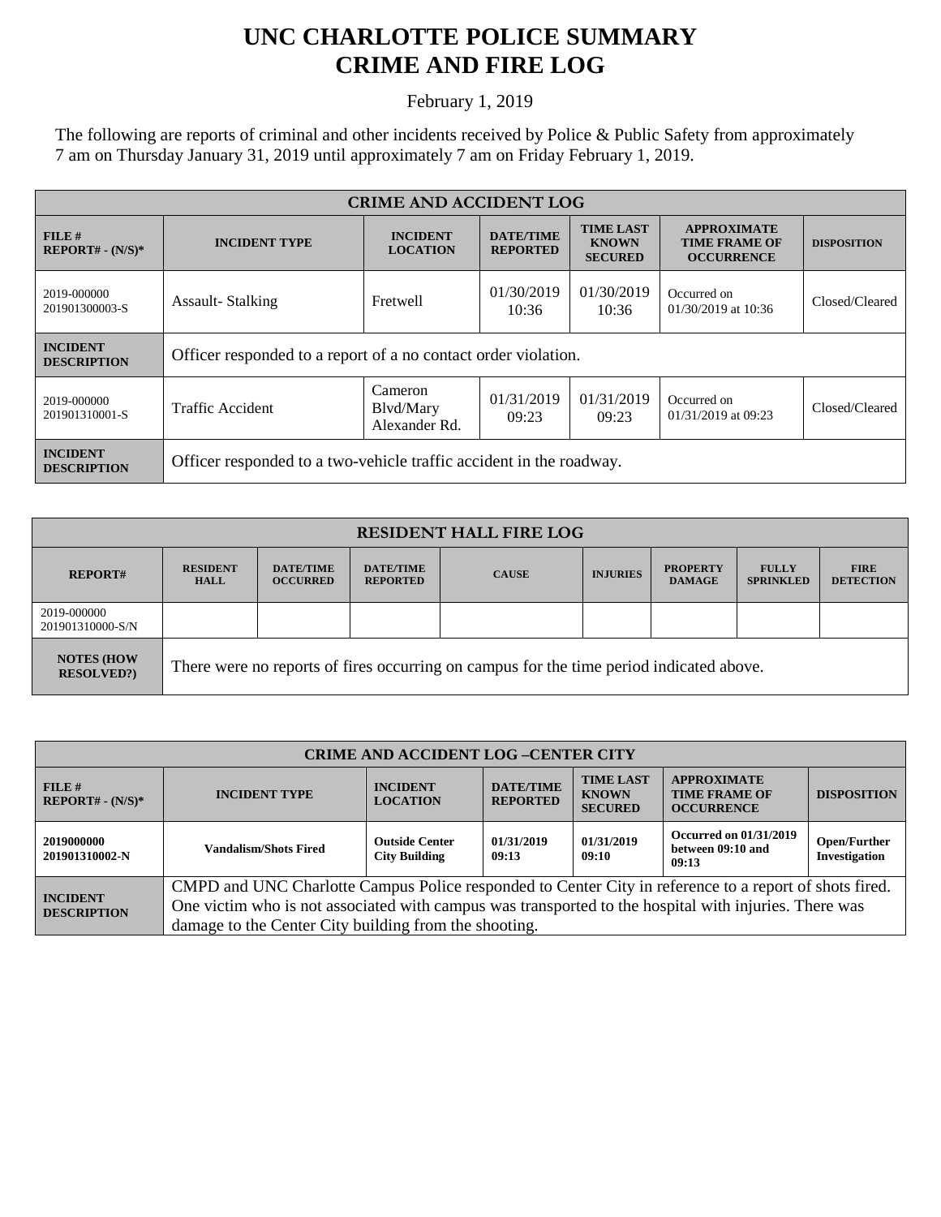# UNC CHARLOTTE POLICE SUMMARY
# CRIME AND FIRE LOG

February 1, 2019

The following are reports of criminal and other incidents received by Police & Public Safety from approximately 7 am on Thursday January 31, 2019 until approximately 7 am on Friday February 1, 2019.

| CRIME AND ACCIDENT LOG | | | | | | |
|---|---|---|---|---|---|---|
| **FILE # REPORT# - (N/S)*** | **INCIDENT TYPE** | **INCIDENT LOCATION** | **DATE/TIME REPORTED** | **TIME LAST KNOWN SECURED** | **APPROXIMATE TIME FRAME OF OCCURRENCE** | **DISPOSITION** |
| 2019-000000 201901300003-S | Assault- Stalking | Fretwell | 01/30/2019 10:36 | 01/30/2019 10:36 | Occurred on 01/30/2019 at 10:36 | Closed/Cleared |
| **INCIDENT DESCRIPTION** | Officer responded to a report of a no contact order violation. | | | | | |
| 2019-000000 201901310001-S | Traffic Accident | Cameron Blvd/Mary Alexander Rd. | 01/31/2019 09:23 | 01/31/2019 09:23 | Occurred on 01/31/2019 at 09:23 | Closed/Cleared |
| **INCIDENT DESCRIPTION** | Officer responded to a two-vehicle traffic accident in the roadway. | | | | | |

| RESIDENT HALL FIRE LOG | | | | | | | | |
|---|---|---|---|---|---|---|---|---|
| **REPORT#** | **RESIDENT HALL** | **DATE/TIME OCCURRED** | **DATE/TIME REPORTED** | **CAUSE** | **INJURIES** | **PROPERTY DAMAGE** | **FULLY SPRINKLED** | **FIRE DETECTION** |
| 2019-000000 201901310000-S/N | | | | | | | | |
| **NOTES (HOW RESOLVED?)** | There were no reports of fires occurring on campus for the time period indicated above. | | | | | | | |

| CRIME AND ACCIDENT LOG –CENTER CITY | | | | | | |
|---|---|---|---|---|---|---|
| **FILE # REPORT# - (N/S)*** | **INCIDENT TYPE** | **INCIDENT LOCATION** | **DATE/TIME REPORTED** | **TIME LAST KNOWN SECURED** | **APPROXIMATE TIME FRAME OF OCCURRENCE** | **DISPOSITION** |
| **2019000000 201901310002-N** | **Vandalism/Shots Fired** | **Outside Center City Building** | **01/31/2019 09:13** | **01/31/2019 09:10** | **Occurred on 01/31/2019 between 09:10 and 09:13** | **Open/Further Investigation** |
| **INCIDENT DESCRIPTION** | CMPD and UNC Charlotte Campus Police responded to Center City in reference to a report of shots fired. One victim who is not associated with campus was transported to the hospital with injuries. There was damage to the Center City building from the shooting. | | | | | |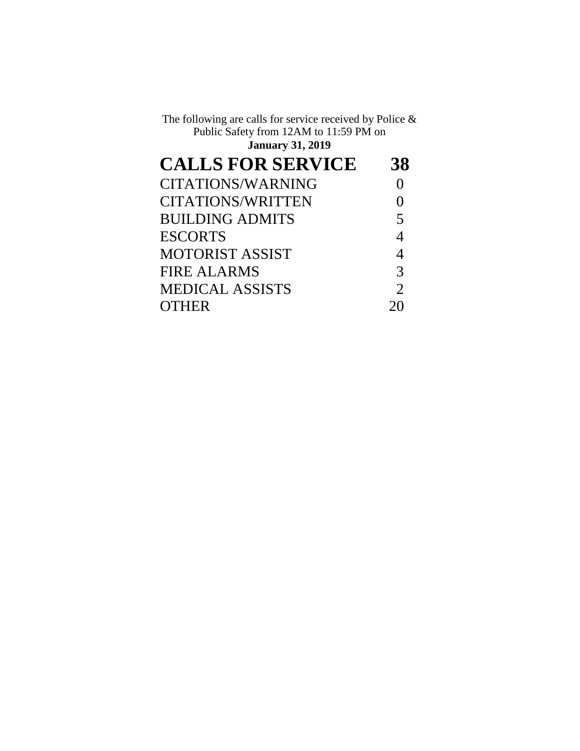The following are calls for service received by Police & Public Safety from 12AM to 11:59 PM on

**January 31, 2019**

| | |
|---|---|
| **CALLS FOR SERVICE** | **38** |
| CITATIONS/WARNING | 0 |
| CITATIONS/WRITTEN | 0 |
| BUILDING ADMITS | 5 |
| ESCORTS | 4 |
| MOTORIST ASSIST | 4 |
| FIRE ALARMS | 3 |
| MEDICAL ASSISTS | 2 |
| OTHER | 20 |